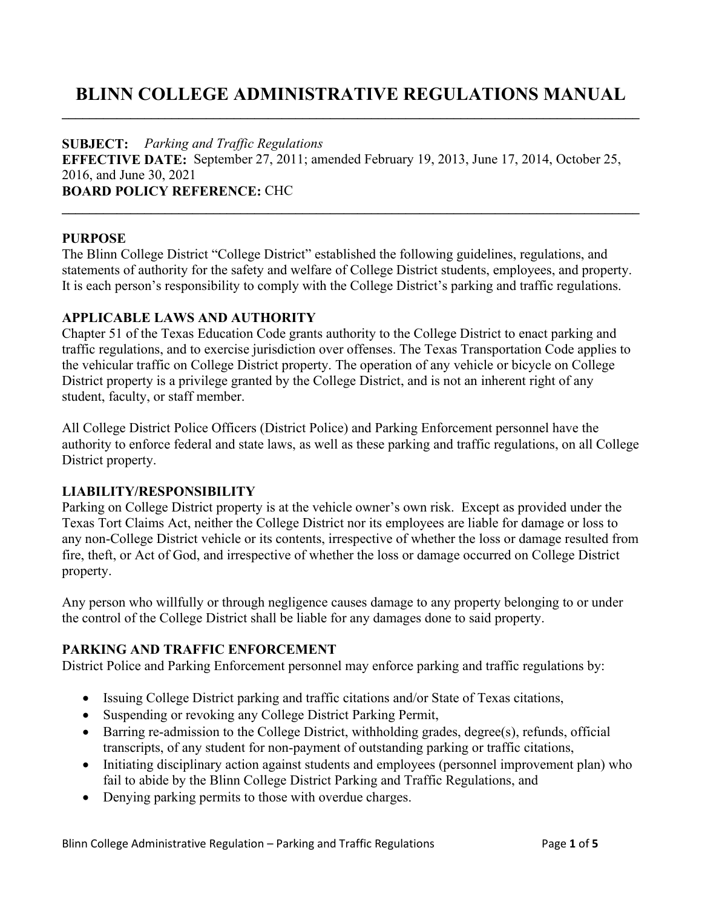# BLINN COLLEGE ADMINISTRATIVE REGULATIONS MANUAL

**SUBJECT:** *Parking and Traffic Regulations*
**EFFECTIVE DATE:** September 27, 2011; amended February 19, 2013, June 17, 2014, October 25, 2016, and June 30, 2021
**BOARD POLICY REFERENCE:** CHC

## PURPOSE

The Blinn College District "College District" established the following guidelines, regulations, and statements of authority for the safety and welfare of College District students, employees, and property. It is each person's responsibility to comply with the College District's parking and traffic regulations.

## APPLICABLE LAWS AND AUTHORITY

Chapter 51 of the Texas Education Code grants authority to the College District to enact parking and traffic regulations, and to exercise jurisdiction over offenses. The Texas Transportation Code applies to the vehicular traffic on College District property. The operation of any vehicle or bicycle on College District property is a privilege granted by the College District, and is not an inherent right of any student, faculty, or staff member.

All College District Police Officers (District Police) and Parking Enforcement personnel have the authority to enforce federal and state laws, as well as these parking and traffic regulations, on all College District property.

## LIABILITY/RESPONSIBILITY

Parking on College District property is at the vehicle owner's own risk. Except as provided under the Texas Tort Claims Act, neither the College District nor its employees are liable for damage or loss to any non-College District vehicle or its contents, irrespective of whether the loss or damage resulted from fire, theft, or Act of God, and irrespective of whether the loss or damage occurred on College District property.

Any person who willfully or through negligence causes damage to any property belonging to or under the control of the College District shall be liable for any damages done to said property.

## PARKING AND TRAFFIC ENFORCEMENT

District Police and Parking Enforcement personnel may enforce parking and traffic regulations by:

- Issuing College District parking and traffic citations and/or State of Texas citations,
- Suspending or revoking any College District Parking Permit,
- Barring re-admission to the College District, withholding grades, degree(s), refunds, official transcripts, of any student for non-payment of outstanding parking or traffic citations,
- Initiating disciplinary action against students and employees (personnel improvement plan) who fail to abide by the Blinn College District Parking and Traffic Regulations, and
- Denying parking permits to those with overdue charges.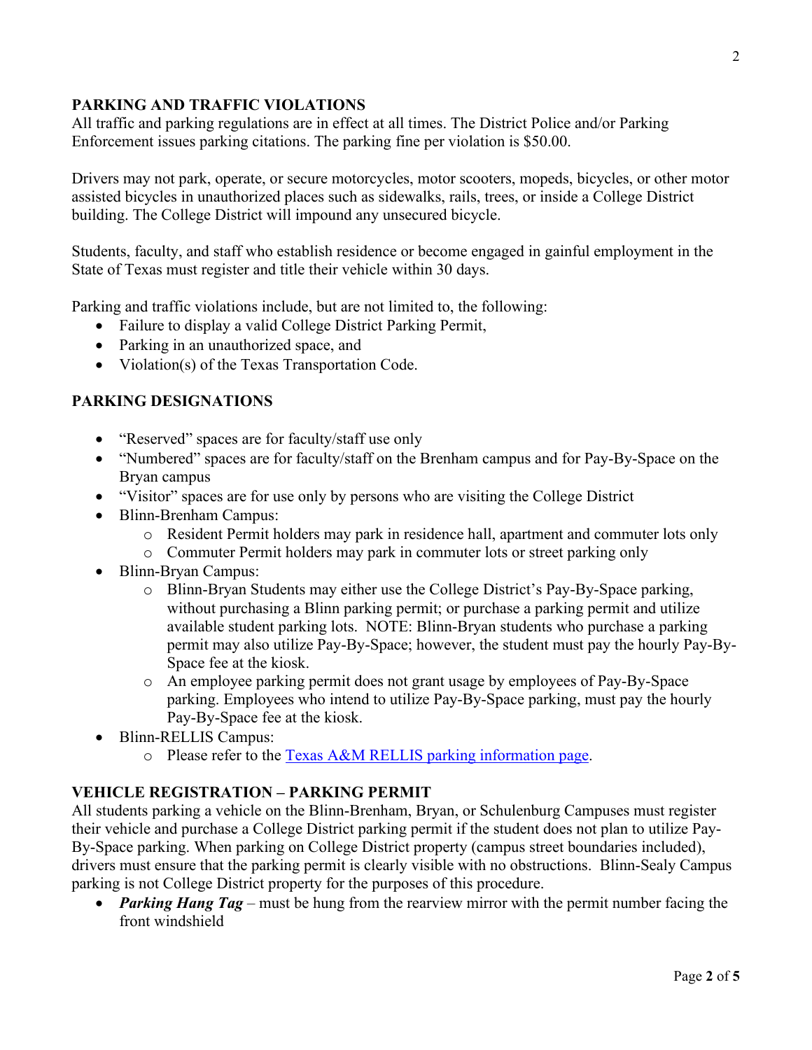## PARKING AND TRAFFIC VIOLATIONS

All traffic and parking regulations are in effect at all times. The District Police and/or Parking Enforcement issues parking citations. The parking fine per violation is $50.00.

Drivers may not park, operate, or secure motorcycles, motor scooters, mopeds, bicycles, or other motor assisted bicycles in unauthorized places such as sidewalks, rails, trees, or inside a College District building. The College District will impound any unsecured bicycle.

Students, faculty, and staff who establish residence or become engaged in gainful employment in the State of Texas must register and title their vehicle within 30 days.

Parking and traffic violations include, but are not limited to, the following:

- Failure to display a valid College District Parking Permit,
- Parking in an unauthorized space, and
- Violation(s) of the Texas Transportation Code.

## PARKING DESIGNATIONS

- "Reserved" spaces are for faculty/staff use only
- "Numbered" spaces are for faculty/staff on the Brenham campus and for Pay-By-Space on the Bryan campus
- "Visitor" spaces are for use only by persons who are visiting the College District
- Blinn-Brenham Campus:
  - Resident Permit holders may park in residence hall, apartment and commuter lots only
  - Commuter Permit holders may park in commuter lots or street parking only
- Blinn-Bryan Campus:
  - Blinn-Bryan Students may either use the College District's Pay-By-Space parking, without purchasing a Blinn parking permit; or purchase a parking permit and utilize available student parking lots. NOTE: Blinn-Bryan students who purchase a parking permit may also utilize Pay-By-Space; however, the student must pay the hourly Pay-By-Space fee at the kiosk.
  - An employee parking permit does not grant usage by employees of Pay-By-Space parking. Employees who intend to utilize Pay-By-Space parking, must pay the hourly Pay-By-Space fee at the kiosk.
- Blinn-RELLIS Campus:
  - Please refer to the Texas A&M RELLIS parking information page.

## VEHICLE REGISTRATION – PARKING PERMIT

All students parking a vehicle on the Blinn-Brenham, Bryan, or Schulenburg Campuses must register their vehicle and purchase a College District parking permit if the student does not plan to utilize Pay-By-Space parking. When parking on College District property (campus street boundaries included), drivers must ensure that the parking permit is clearly visible with no obstructions. Blinn-Sealy Campus parking is not College District property for the purposes of this procedure.

- ***Parking Hang Tag*** – must be hung from the rearview mirror with the permit number facing the front windshield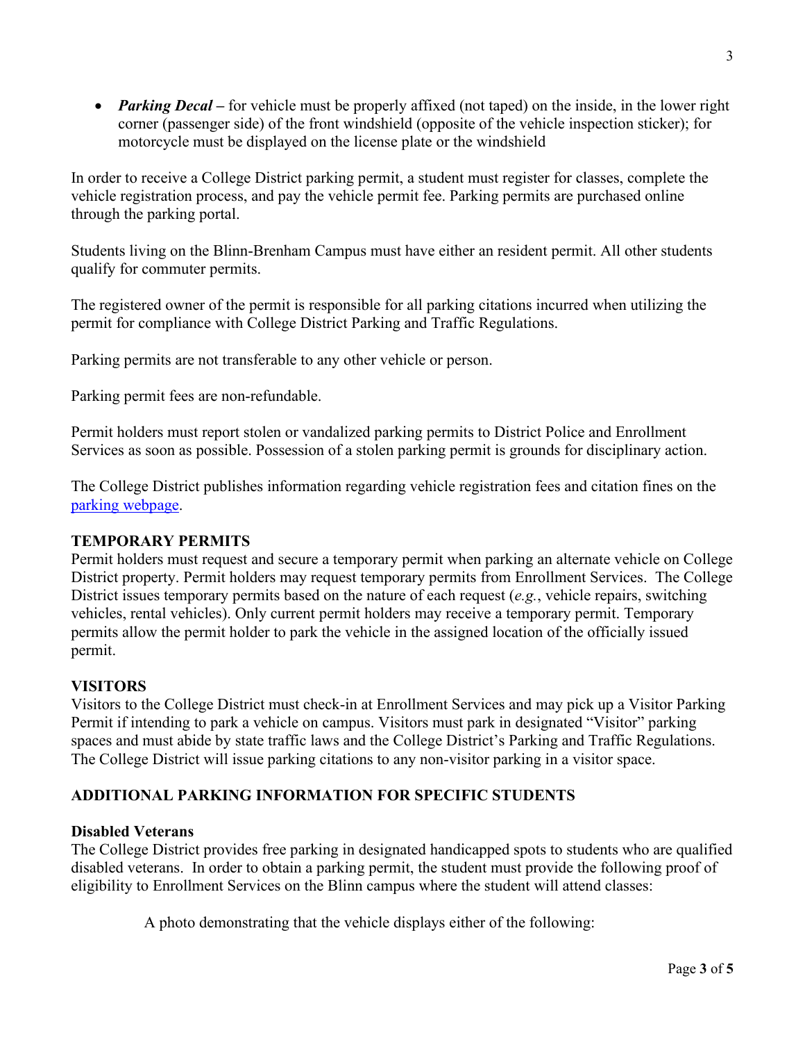- ***Parking Decal*** – for vehicle must be properly affixed (not taped) on the inside, in the lower right corner (passenger side) of the front windshield (opposite of the vehicle inspection sticker); for motorcycle must be displayed on the license plate or the windshield

In order to receive a College District parking permit, a student must register for classes, complete the vehicle registration process, and pay the vehicle permit fee. Parking permits are purchased online through the parking portal.

Students living on the Blinn-Brenham Campus must have either an resident permit. All other students qualify for commuter permits.

The registered owner of the permit is responsible for all parking citations incurred when utilizing the permit for compliance with College District Parking and Traffic Regulations.

Parking permits are not transferable to any other vehicle or person.

Parking permit fees are non-refundable.

Permit holders must report stolen or vandalized parking permits to District Police and Enrollment Services as soon as possible. Possession of a stolen parking permit is grounds for disciplinary action.

The College District publishes information regarding vehicle registration fees and citation fines on the parking webpage.

**TEMPORARY PERMITS**

Permit holders must request and secure a temporary permit when parking an alternate vehicle on College District property. Permit holders may request temporary permits from Enrollment Services. The College District issues temporary permits based on the nature of each request (*e.g.*, vehicle repairs, switching vehicles, rental vehicles). Only current permit holders may receive a temporary permit. Temporary permits allow the permit holder to park the vehicle in the assigned location of the officially issued permit.

**VISITORS**

Visitors to the College District must check-in at Enrollment Services and may pick up a Visitor Parking Permit if intending to park a vehicle on campus. Visitors must park in designated "Visitor" parking spaces and must abide by state traffic laws and the College District's Parking and Traffic Regulations. The College District will issue parking citations to any non-visitor parking in a visitor space.

**ADDITIONAL PARKING INFORMATION FOR SPECIFIC STUDENTS**

**Disabled Veterans**

The College District provides free parking in designated handicapped spots to students who are qualified disabled veterans. In order to obtain a parking permit, the student must provide the following proof of eligibility to Enrollment Services on the Blinn campus where the student will attend classes:

A photo demonstrating that the vehicle displays either of the following: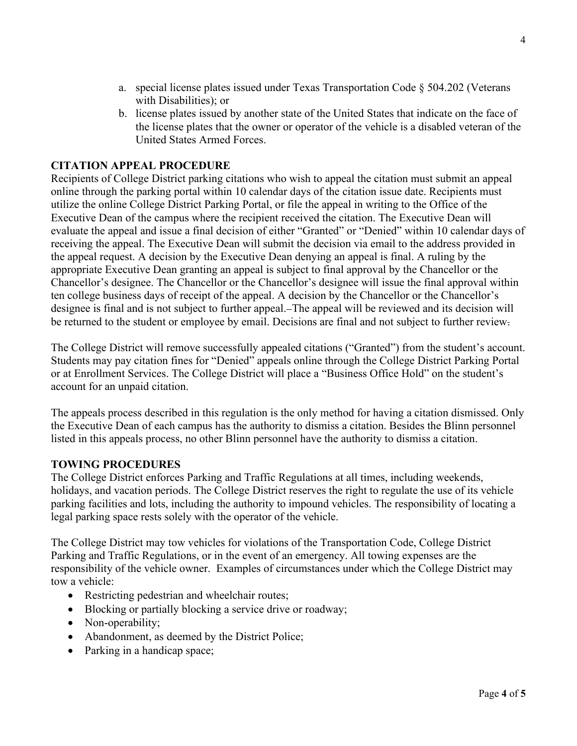a. special license plates issued under Texas Transportation Code § 504.202 (Veterans with Disabilities); or
b. license plates issued by another state of the United States that indicate on the face of the license plates that the owner or operator of the vehicle is a disabled veteran of the United States Armed Forces.

**CITATION APPEAL PROCEDURE**

Recipients of College District parking citations who wish to appeal the citation must submit an appeal online through the parking portal within 10 calendar days of the citation issue date. Recipients must utilize the online College District Parking Portal, or file the appeal in writing to the Office of the Executive Dean of the campus where the recipient received the citation. The Executive Dean will evaluate the appeal and issue a final decision of either "Granted" or "Denied" within 10 calendar days of receiving the appeal. The Executive Dean will submit the decision via email to the address provided in the appeal request. A decision by the Executive Dean denying an appeal is final. A ruling by the appropriate Executive Dean granting an appeal is subject to final approval by the Chancellor or the Chancellor's designee. The Chancellor or the Chancellor's designee will issue the final approval within ten college business days of receipt of the appeal. A decision by the Chancellor or the Chancellor's designee is final and is not subject to further appeal. The appeal will be reviewed and its decision will be returned to the student or employee by email. Decisions are final and not subject to further review.

The College District will remove successfully appealed citations ("Granted") from the student's account. Students may pay citation fines for "Denied" appeals online through the College District Parking Portal or at Enrollment Services. The College District will place a "Business Office Hold" on the student's account for an unpaid citation.

The appeals process described in this regulation is the only method for having a citation dismissed. Only the Executive Dean of each campus has the authority to dismiss a citation. Besides the Blinn personnel listed in this appeals process, no other Blinn personnel have the authority to dismiss a citation.

**TOWING PROCEDURES**

The College District enforces Parking and Traffic Regulations at all times, including weekends, holidays, and vacation periods. The College District reserves the right to regulate the use of its vehicle parking facilities and lots, including the authority to impound vehicles. The responsibility of locating a legal parking space rests solely with the operator of the vehicle.

The College District may tow vehicles for violations of the Transportation Code, College District Parking and Traffic Regulations, or in the event of an emergency. All towing expenses are the responsibility of the vehicle owner. Examples of circumstances under which the College District may tow a vehicle:

- Restricting pedestrian and wheelchair routes;
- Blocking or partially blocking a service drive or roadway;
- Non-operability;
- Abandonment, as deemed by the District Police;
- Parking in a handicap space;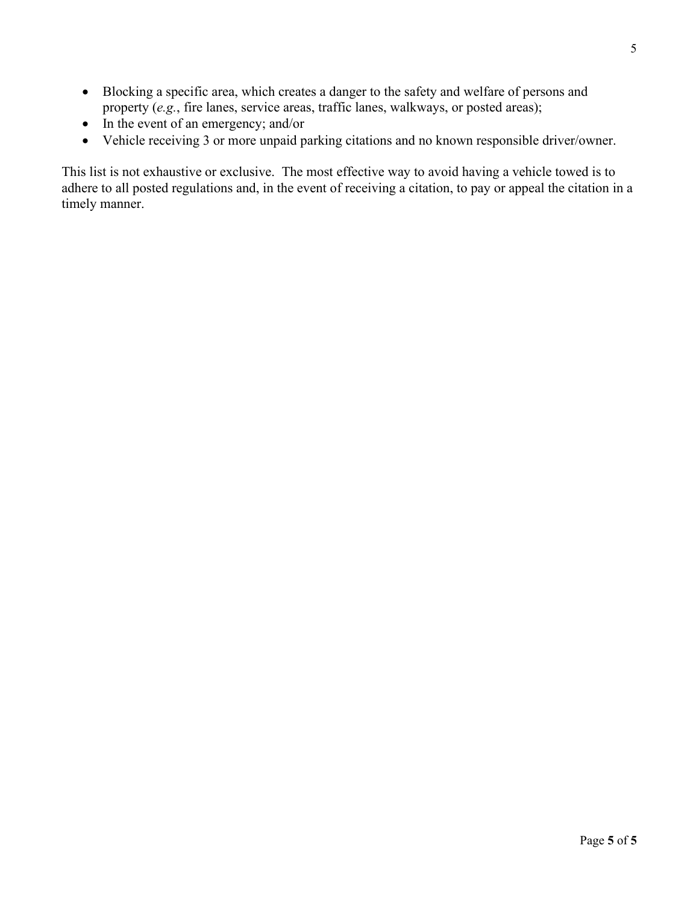- Blocking a specific area, which creates a danger to the safety and welfare of persons and property (*e.g.*, fire lanes, service areas, traffic lanes, walkways, or posted areas);
- In the event of an emergency; and/or
- Vehicle receiving 3 or more unpaid parking citations and no known responsible driver/owner.

This list is not exhaustive or exclusive. The most effective way to avoid having a vehicle towed is to adhere to all posted regulations and, in the event of receiving a citation, to pay or appeal the citation in a timely manner.